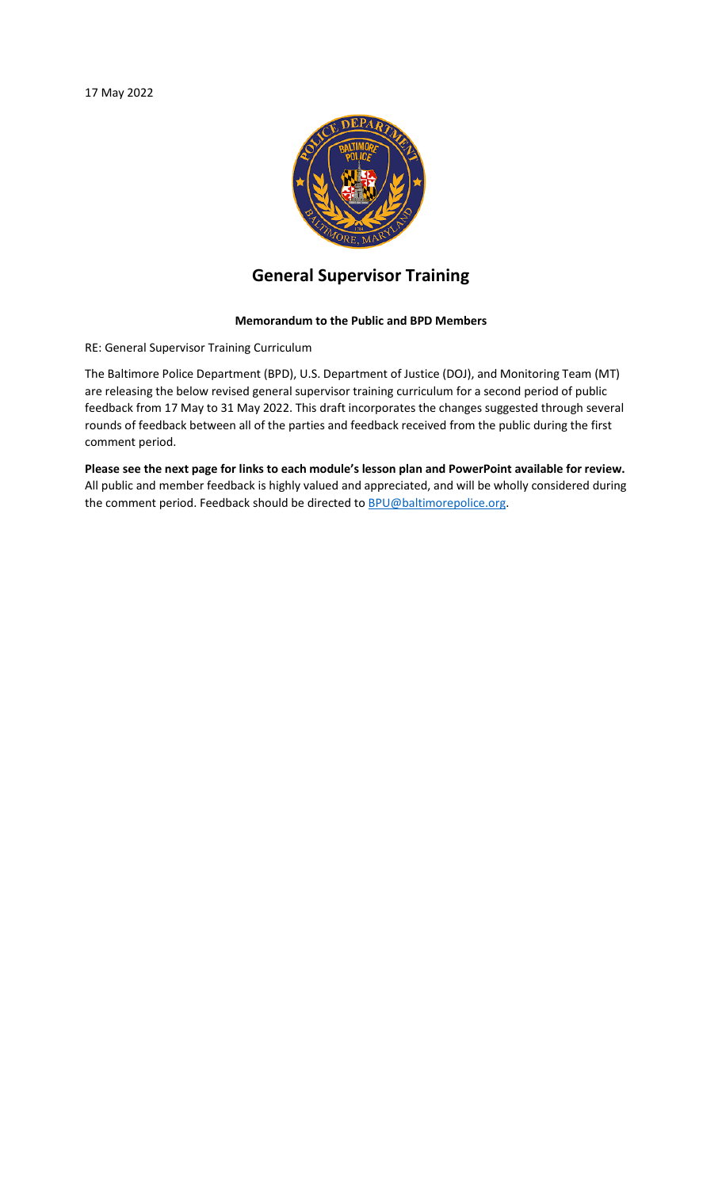17 May 2022

# General Supervisor Training

**Memorandum to the Public and BPD Members**

RE: General Supervisor Training Curriculum

The Baltimore Police Department (BPD), U.S. Department of Justice (DOJ), and Monitoring Team (MT) are releasing the below revised general supervisor training curriculum for a second period of public feedback from 17 May to 31 May 2022. This draft incorporates the changes suggested through several rounds of feedback between all of the parties and feedback received from the public during the first comment period.

**Please see the next page for links to each module's lesson plan and PowerPoint available for review.** All public and member feedback is highly valued and appreciated, and will be wholly considered during the comment period. Feedback should be directed to [BPU@baltimorepolice.org](mailto:BPU@baltimorepolice.org).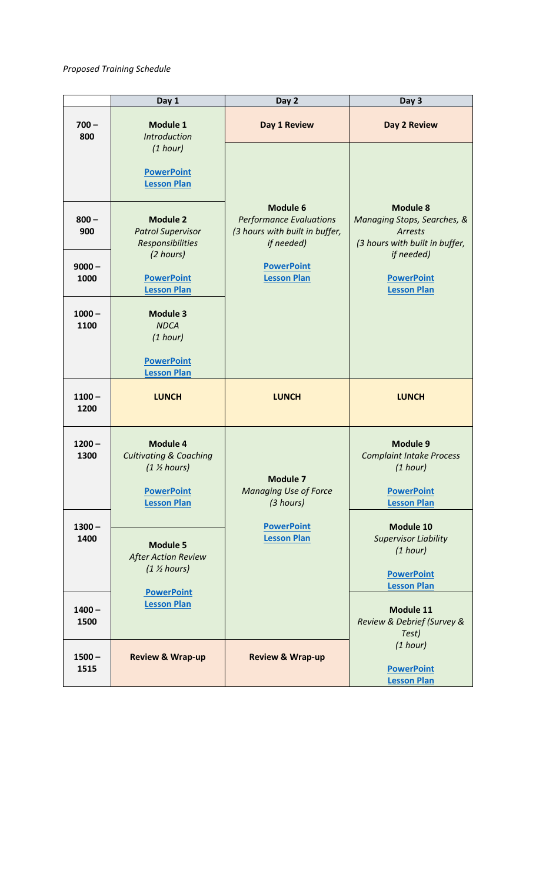*Proposed Training Schedule*

| | Day 1 | Day 2 | Day 3 |
|---|---|---|---|
| 700 – 800 | **Module 1** *Introduction* *(1 hour)* **PowerPoint** **Lesson Plan** | **Day 1 Review** | **Day 2 Review** |
| 800 – 900 | **Module 2** *Patrol Supervisor Responsibilities* *(2 hours)* **PowerPoint** **Lesson Plan** | **Module 6** *Performance Evaluations* *(3 hours with built in buffer, if needed)* **PowerPoint** **Lesson Plan** | **Module 8** *Managing Stops, Searches, & Arrests* *(3 hours with built in buffer, if needed)* **PowerPoint** **Lesson Plan** |
| 9000 – 1000 | | | |
| 1000 – 1100 | **Module 3** *NDCA* *(1 hour)* **PowerPoint** **Lesson Plan** | | |
| 1100 – 1200 | **LUNCH** | **LUNCH** | **LUNCH** |
| 1200 – 1300 | **Module 4** *Cultivating & Coaching* *(1 ½ hours)* **PowerPoint** **Lesson Plan** | **Module 7** *Managing Use of Force* *(3 hours)* **PowerPoint** **Lesson Plan** | **Module 9** *Complaint Intake Process* *(1 hour)* **PowerPoint** **Lesson Plan** |
| 1300 – 1400 | **Module 5** *After Action Review* *(1 ½ hours)* **PowerPoint** **Lesson Plan** | | **Module 10** *Supervisor Liability* *(1 hour)* **PowerPoint** **Lesson Plan** |
| 1400 – 1500 | | | **Module 11** *Review & Debrief (Survey & Test)* *(1 hour)* **PowerPoint** **Lesson Plan** |
| 1500 – 1515 | **Review & Wrap-up** | **Review & Wrap-up** | |